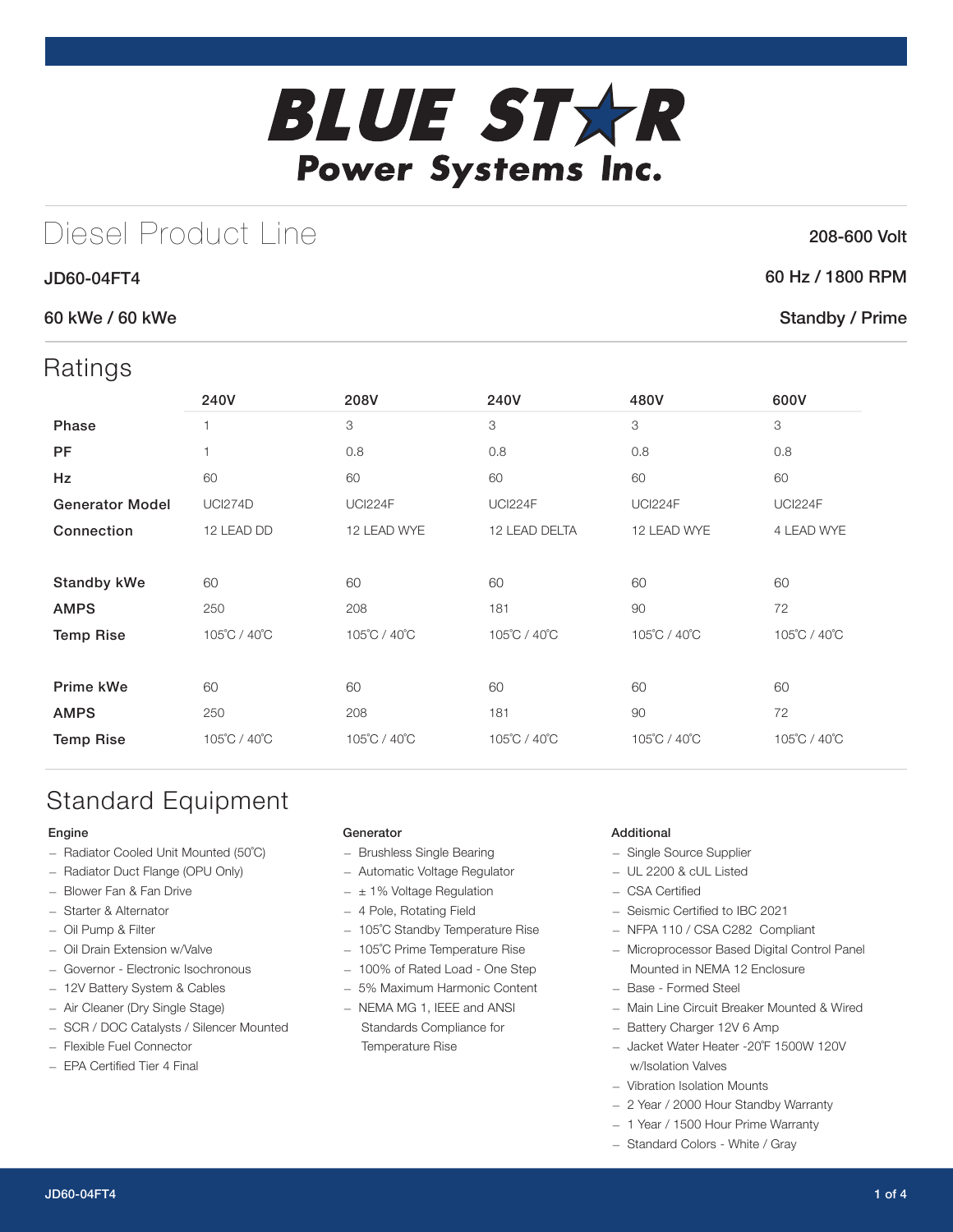# BLUE STAR Power Systems Inc.

## Diesel Product Line

208-600 Volt

**JD60-04FT4**

60 Hz / 1800 RPM

**60 kWe / 60 kWe**

Standby / Prime

## Ratings

| | 240V | 208V | 240V | 480V | 600V |
|---|---|---|---|---|---|
| **Phase** | 1 | 3 | 3 | 3 | 3 |
| **PF** | 1 | 0.8 | 0.8 | 0.8 | 0.8 |
| **Hz** | 60 | 60 | 60 | 60 | 60 |
| **Generator Model** | UCI274D | UCI224F | UCI224F | UCI224F | UCI224F |
| **Connection** | 12 LEAD DD | 12 LEAD WYE | 12 LEAD DELTA | 12 LEAD WYE | 4 LEAD WYE |
| **Standby kWe** | 60 | 60 | 60 | 60 | 60 |
| **AMPS** | 250 | 208 | 181 | 90 | 72 |
| **Temp Rise** | 105˚C / 40˚C | 105˚C / 40˚C | 105˚C / 40˚C | 105˚C / 40˚C | 105˚C / 40˚C |
| **Prime kWe** | 60 | 60 | 60 | 60 | 60 |
| **AMPS** | 250 | 208 | 181 | 90 | 72 |
| **Temp Rise** | 105˚C / 40˚C | 105˚C / 40˚C | 105˚C / 40˚C | 105˚C / 40˚C | 105˚C / 40˚C |

## Standard Equipment

### Engine

- Radiator Cooled Unit Mounted (50˚C)
- Radiator Duct Flange (OPU Only)
- Blower Fan & Fan Drive
- Starter & Alternator
- Oil Pump & Filter
- Oil Drain Extension w/Valve
- Governor - Electronic Isochronous
- 12V Battery System & Cables
- Air Cleaner (Dry Single Stage)
- SCR / DOC Catalysts / Silencer Mounted
- Flexible Fuel Connector
- EPA Certified Tier 4 Final

### Generator

- Brushless Single Bearing
- Automatic Voltage Regulator
- ± 1% Voltage Regulation
- 4 Pole, Rotating Field
- 105˚C Standby Temperature Rise
- 105˚C Prime Temperature Rise
- 100% of Rated Load - One Step
- 5% Maximum Harmonic Content
- NEMA MG 1, IEEE and ANSI Standards Compliance for Temperature Rise

### Additional

- Single Source Supplier
- UL 2200 & cUL Listed
- CSA Certified
- Seismic Certified to IBC 2021
- NFPA 110 / CSA C282 Compliant
- Microprocessor Based Digital Control Panel Mounted in NEMA 12 Enclosure
- Base - Formed Steel
- Main Line Circuit Breaker Mounted & Wired
- Battery Charger 12V 6 Amp
- Jacket Water Heater -20˚F 1500W 120V w/Isolation Valves
- Vibration Isolation Mounts
- 2 Year / 2000 Hour Standby Warranty
- 1 Year / 1500 Hour Prime Warranty
- Standard Colors - White / Gray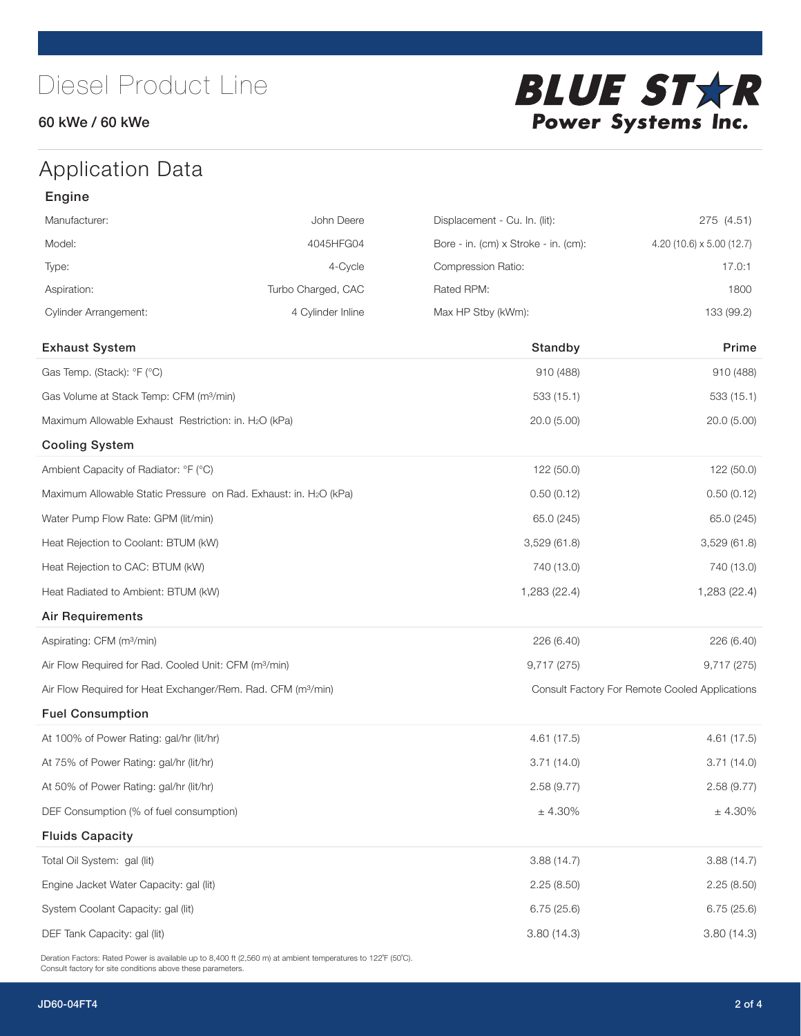# Diesel Product Line

60 kWe / 60 kWe

BLUE STAR Power Systems Inc.

## Application Data

### Engine

| | | | |
|---|---|---|---|
| Manufacturer: | John Deere | Displacement - Cu. In. (lit): | 275 (4.51) |
| Model: | 4045HFG04 | Bore - in. (cm) x Stroke - in. (cm): | 4.20 (10.6) x 5.00 (12.7) |
| Type: | 4-Cycle | Compression Ratio: | 17.0:1 |
| Aspiration: | Turbo Charged, CAC | Rated RPM: | 1800 |
| Cylinder Arrangement: | 4 Cylinder Inline | Max HP Stby (kWm): | 133 (99.2) |

| Exhaust System | Standby | Prime |
|---|---|---|
| Gas Temp. (Stack): °F (°C) | 910 (488) | 910 (488) |
| Gas Volume at Stack Temp: CFM (m³/min) | 533 (15.1) | 533 (15.1) |
| Maximum Allowable Exhaust Restriction: in. $H_2O$ (kPa) | 20.0 (5.00) | 20.0 (5.00) |
| **Cooling System** | | |
| Ambient Capacity of Radiator: °F (°C) | 122 (50.0) | 122 (50.0) |
| Maximum Allowable Static Pressure on Rad. Exhaust: in. $H_2O$ (kPa) | 0.50 (0.12) | 0.50 (0.12) |
| Water Pump Flow Rate: GPM (lit/min) | 65.0 (245) | 65.0 (245) |
| Heat Rejection to Coolant: BTUM (kW) | 3,529 (61.8) | 3,529 (61.8) |
| Heat Rejection to CAC: BTUM (kW) | 740 (13.0) | 740 (13.0) |
| Heat Radiated to Ambient: BTUM (kW) | 1,283 (22.4) | 1,283 (22.4) |
| **Air Requirements** | | |
| Aspirating: CFM (m³/min) | 226 (6.40) | 226 (6.40) |
| Air Flow Required for Rad. Cooled Unit: CFM (m³/min) | 9,717 (275) | 9,717 (275) |
| Air Flow Required for Heat Exchanger/Rem. Rad. CFM (m³/min) | Consult Factory For Remote Cooled Applications | |
| **Fuel Consumption** | | |
| At 100% of Power Rating: gal/hr (lit/hr) | 4.61 (17.5) | 4.61 (17.5) |
| At 75% of Power Rating: gal/hr (lit/hr) | 3.71 (14.0) | 3.71 (14.0) |
| At 50% of Power Rating: gal/hr (lit/hr) | 2.58 (9.77) | 2.58 (9.77) |
| DEF Consumption (% of fuel consumption) | ± 4.30% | ± 4.30% |
| **Fluids Capacity** | | |
| Total Oil System: gal (lit) | 3.88 (14.7) | 3.88 (14.7) |
| Engine Jacket Water Capacity: gal (lit) | 2.25 (8.50) | 2.25 (8.50) |
| System Coolant Capacity: gal (lit) | 6.75 (25.6) | 6.75 (25.6) |
| DEF Tank Capacity: gal (lit) | 3.80 (14.3) | 3.80 (14.3) |

Deration Factors: Rated Power is available up to 8,400 ft (2,560 m) at ambient temperatures to 122°F (50°C).
Consult factory for site conditions above these parameters.

JD60-04FT4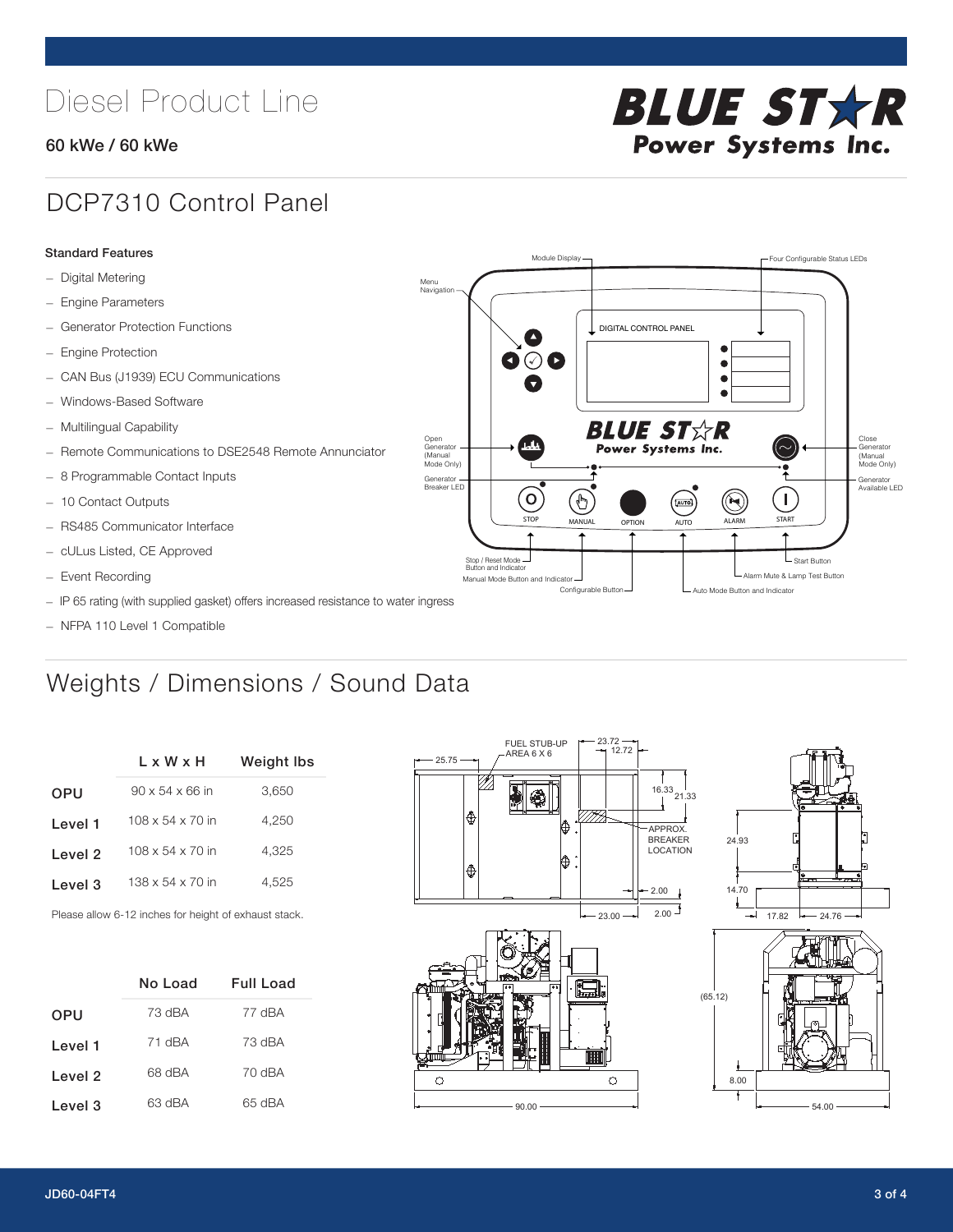# Diesel Product Line

**60 kWe / 60 kWe**

BLUE STAR Power Systems Inc.

## DCP7310 Control Panel

**Standard Features**

- Digital Metering
- Engine Parameters
- Generator Protection Functions
- Engine Protection
- CAN Bus (J1939) ECU Communications
- Windows-Based Software
- Multilingual Capability
- Remote Communications to DSE2548 Remote Annunciator
- 8 Programmable Contact Inputs
- 10 Contact Outputs
- RS485 Communicator Interface
- cULus Listed, CE Approved
- Event Recording
- IP 65 rating (with supplied gasket) offers increased resistance to water ingress
- NFPA 110 Level 1 Compatible

Module Display
Four Configurable Status LEDs
Menu Navigation
DIGITAL CONTROL PANEL
Open Generator (Manual Mode Only)
Generator Breaker LED
Close Generator (Manual Mode Only)
Generator Available LED
STOP
MANUAL
OPTION
AUTO
ALARM
START
Stop / Reset Mode Button and Indicator
Manual Mode Button and Indicator
Configurable Button
Auto Mode Button and Indicator
Alarm Mute & Lamp Test Button
Start Button

## Weights / Dimensions / Sound Data

| | L x W x H | Weight lbs |
|---|---|---|
| OPU | 90 x 54 x 66 in | 3,650 |
| Level 1 | 108 x 54 x 70 in | 4,250 |
| Level 2 | 108 x 54 x 70 in | 4,325 |
| Level 3 | 138 x 54 x 70 in | 4,525 |

Please allow 6-12 inches for height of exhaust stack.

| | No Load | Full Load |
|---|---|---|
| OPU | 73 dBA | 77 dBA |
| Level 1 | 71 dBA | 73 dBA |
| Level 2 | 68 dBA | 70 dBA |
| Level 3 | 63 dBA | 65 dBA |

FUEL STUB-UP AREA 6 X 6
25.75
23.72
12.72
16.33
21.33
APPROX. BREAKER LOCATION
2.00
23.00
2.00
24.93
14.70
17.82
24.76
(65.12)
8.00
90.00
54.00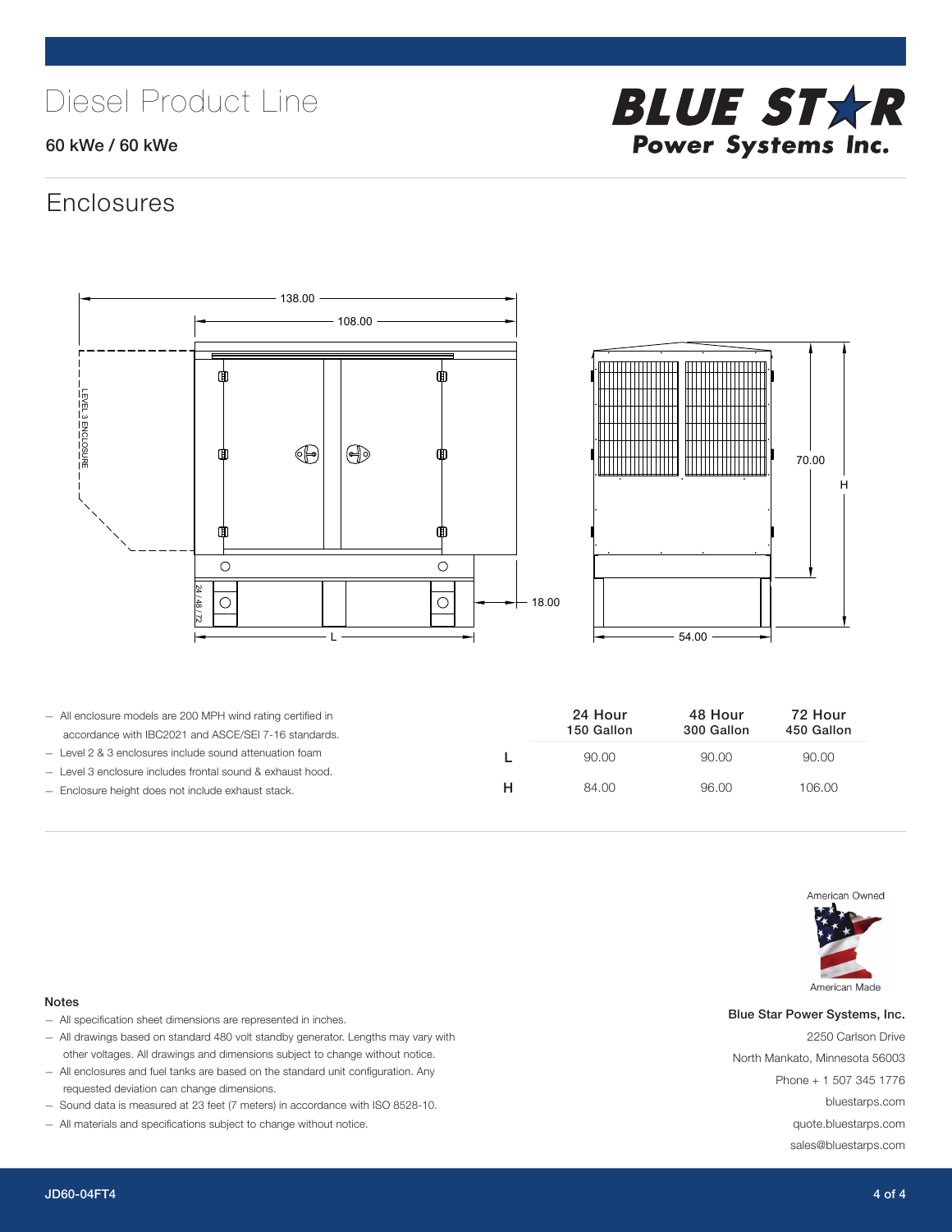# Diesel Product Line

60 kWe / 60 kWe

BLUE STAR Power Systems Inc.

## Enclosures

138.00
108.00
LEVEL 3 ENCLOSURE
24 / 48 / 72
18.00
L
70.00
H
54.00

- All enclosure models are 200 MPH wind rating certified in accordance with IBC2021 and ASCE/SEI 7-16 standards.
- Level 2 & 3 enclosures include sound attenuation foam
- Level 3 enclosure includes frontal sound & exhaust hood.
- Enclosure height does not include exhaust stack.

| | 24 Hour 150 Gallon | 48 Hour 300 Gallon | 72 Hour 450 Gallon |
|---|---|---|---|
| L | 90.00 | 90.00 | 90.00 |
| H | 84.00 | 96.00 | 106.00 |

American Owned
American Made

### Notes

- All specification sheet dimensions are represented in inches.
- All drawings based on standard 480 volt standby generator. Lengths may vary with other voltages. All drawings and dimensions subject to change without notice.
- All enclosures and fuel tanks are based on the standard unit configuration. Any requested deviation can change dimensions.
- Sound data is measured at 23 feet (7 meters) in accordance with ISO 8528-10.
- All materials and specifications subject to change without notice.

**Blue Star Power Systems, Inc.**
2250 Carlson Drive
North Mankato, Minnesota 56003
Phone + 1 507 345 1776
bluestarps.com
quote.bluestarps.com
sales@bluestarps.com

JD60-04FT4